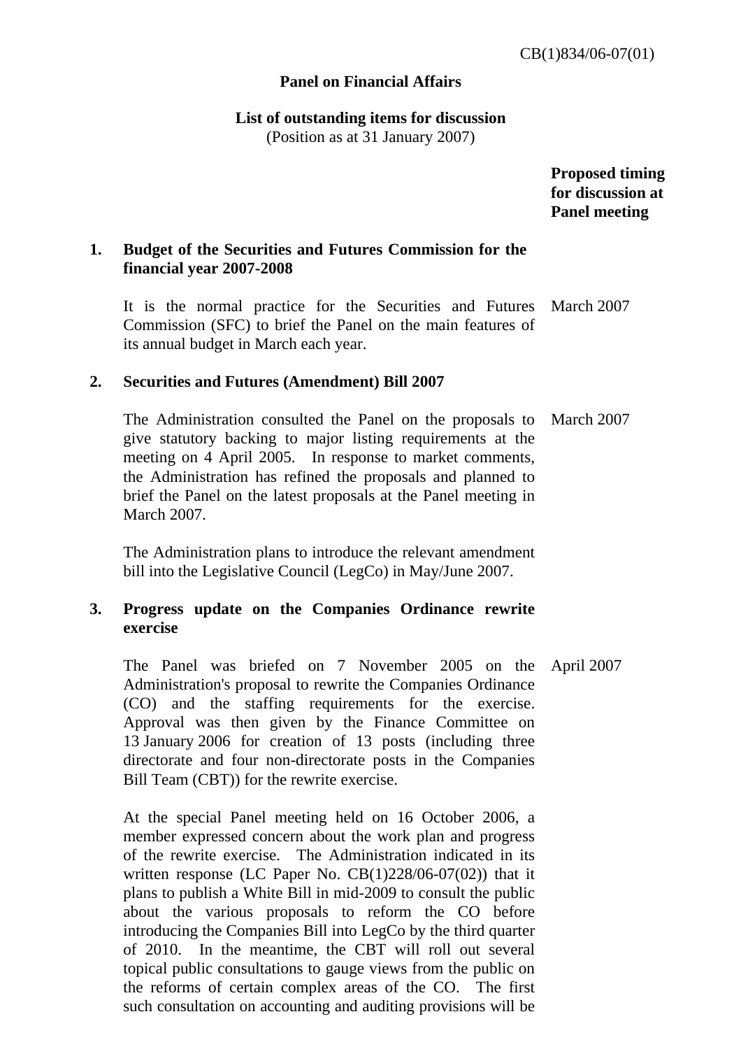CB(1)834/06-07(01)

**Panel on Financial Affairs**

**List of outstanding items for discussion**
(Position as at 31 January 2007)

| | | **Proposed timing for discussion at Panel meeting** |
|---|---|---|
| **1.** | **Budget of the Securities and Futures Commission for the financial year 2007-2008** | |
| | It is the normal practice for the Securities and Futures Commission (SFC) to brief the Panel on the main features of its annual budget in March each year. | March 2007 |
| **2.** | **Securities and Futures (Amendment) Bill 2007** | |
| | The Administration consulted the Panel on the proposals to give statutory backing to major listing requirements at the meeting on 4 April 2005. In response to market comments, the Administration has refined the proposals and planned to brief the Panel on the latest proposals at the Panel meeting in March 2007. | March 2007 |
| | The Administration plans to introduce the relevant amendment bill into the Legislative Council (LegCo) in May/June 2007. | |
| **3.** | **Progress update on the Companies Ordinance rewrite exercise** | |
| | The Panel was briefed on 7 November 2005 on the Administration's proposal to rewrite the Companies Ordinance (CO) and the staffing requirements for the exercise. Approval was then given by the Finance Committee on 13 January 2006 for creation of 13 posts (including three directorate and four non-directorate posts in the Companies Bill Team (CBT)) for the rewrite exercise. | April 2007 |
| | At the special Panel meeting held on 16 October 2006, a member expressed concern about the work plan and progress of the rewrite exercise. The Administration indicated in its written response (LC Paper No. CB(1)228/06-07(02)) that it plans to publish a White Bill in mid-2009 to consult the public about the various proposals to reform the CO before introducing the Companies Bill into LegCo by the third quarter of 2010. In the meantime, the CBT will roll out several topical public consultations to gauge views from the public on the reforms of certain complex areas of the CO. The first such consultation on accounting and auditing provisions will be | |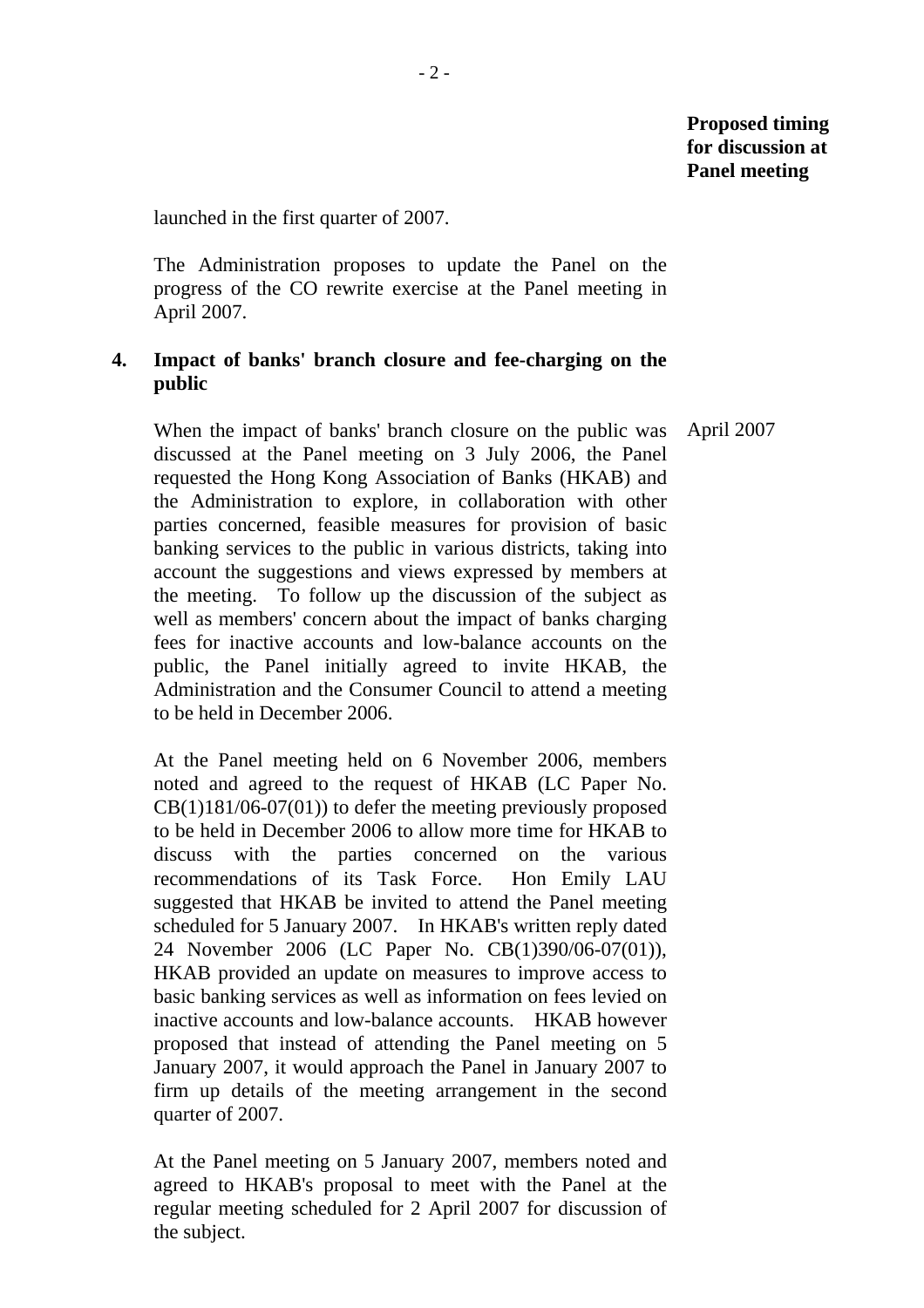**Proposed timing for discussion at Panel meeting**

launched in the first quarter of 2007.

The Administration proposes to update the Panel on the progress of the CO rewrite exercise at the Panel meeting in April 2007.

**4. Impact of banks' branch closure and fee-charging on the public**

When the impact of banks' branch closure on the public was discussed at the Panel meeting on 3 July 2006, the Panel requested the Hong Kong Association of Banks (HKAB) and the Administration to explore, in collaboration with other parties concerned, feasible measures for provision of basic banking services to the public in various districts, taking into account the suggestions and views expressed by members at the meeting. To follow up the discussion of the subject as well as members' concern about the impact of banks charging fees for inactive accounts and low-balance accounts on the public, the Panel initially agreed to invite HKAB, the Administration and the Consumer Council to attend a meeting to be held in December 2006. — April 2007

At the Panel meeting held on 6 November 2006, members noted and agreed to the request of HKAB (LC Paper No. CB(1)181/06-07(01)) to defer the meeting previously proposed to be held in December 2006 to allow more time for HKAB to discuss with the parties concerned on the various recommendations of its Task Force. Hon Emily LAU suggested that HKAB be invited to attend the Panel meeting scheduled for 5 January 2007. In HKAB's written reply dated 24 November 2006 (LC Paper No. CB(1)390/06-07(01)), HKAB provided an update on measures to improve access to basic banking services as well as information on fees levied on inactive accounts and low-balance accounts. HKAB however proposed that instead of attending the Panel meeting on 5 January 2007, it would approach the Panel in January 2007 to firm up details of the meeting arrangement in the second quarter of 2007.

At the Panel meeting on 5 January 2007, members noted and agreed to HKAB's proposal to meet with the Panel at the regular meeting scheduled for 2 April 2007 for discussion of the subject.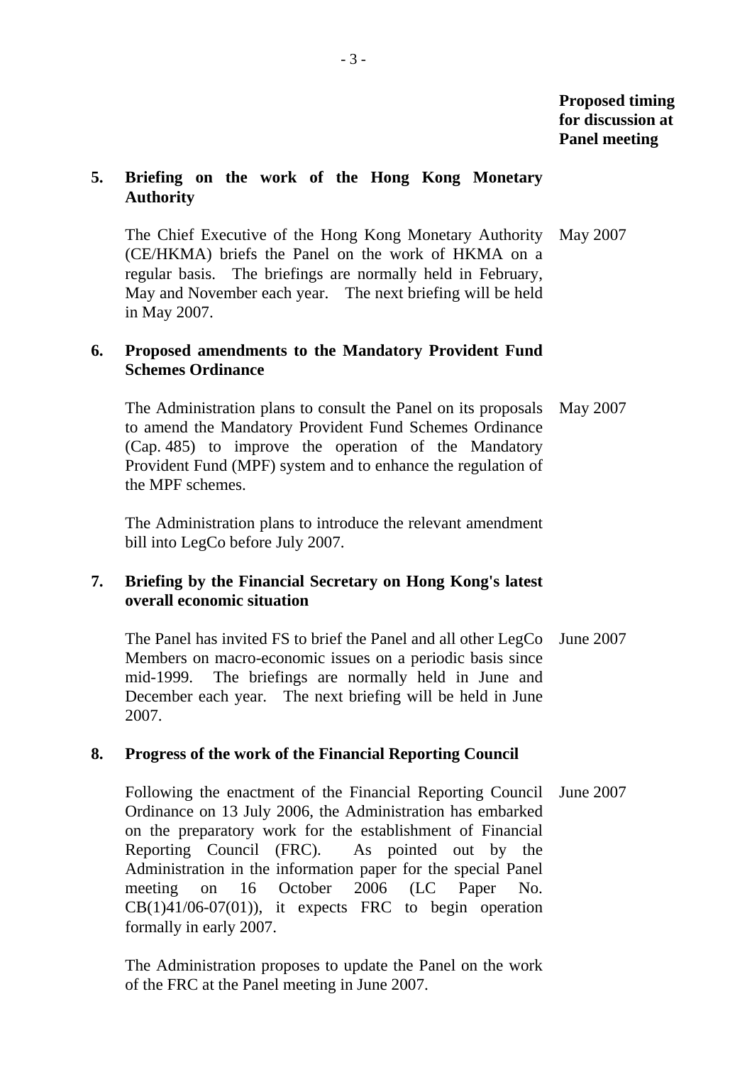**Proposed timing for discussion at Panel meeting**

**5. Briefing on the work of the Hong Kong Monetary Authority**

The Chief Executive of the Hong Kong Monetary Authority (CE/HKMA) briefs the Panel on the work of HKMA on a regular basis. The briefings are normally held in February, May and November each year. The next briefing will be held in May 2007.

*Proposed timing:* May 2007

**6. Proposed amendments to the Mandatory Provident Fund Schemes Ordinance**

The Administration plans to consult the Panel on its proposals to amend the Mandatory Provident Fund Schemes Ordinance (Cap. 485) to improve the operation of the Mandatory Provident Fund (MPF) system and to enhance the regulation of the MPF schemes.

The Administration plans to introduce the relevant amendment bill into LegCo before July 2007.

*Proposed timing:* May 2007

**7. Briefing by the Financial Secretary on Hong Kong's latest overall economic situation**

The Panel has invited FS to brief the Panel and all other LegCo Members on macro-economic issues on a periodic basis since mid-1999. The briefings are normally held in June and December each year. The next briefing will be held in June 2007.

*Proposed timing:* June 2007

**8. Progress of the work of the Financial Reporting Council**

Following the enactment of the Financial Reporting Council Ordinance on 13 July 2006, the Administration has embarked on the preparatory work for the establishment of Financial Reporting Council (FRC). As pointed out by the Administration in the information paper for the special Panel meeting on 16 October 2006 (LC Paper No. CB(1)41/06-07(01)), it expects FRC to begin operation formally in early 2007.

The Administration proposes to update the Panel on the work of the FRC at the Panel meeting in June 2007.

*Proposed timing:* June 2007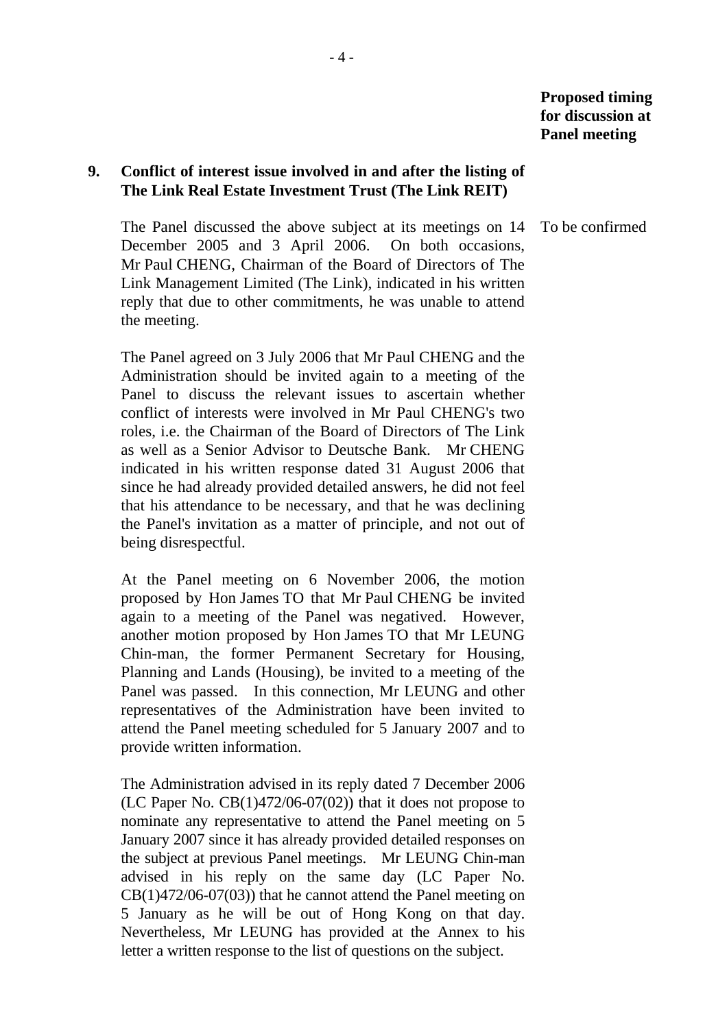**Proposed timing for discussion at Panel meeting**

**9. Conflict of interest issue involved in and after the listing of The Link Real Estate Investment Trust (The Link REIT)**

The Panel discussed the above subject at its meetings on 14 December 2005 and 3 April 2006. On both occasions, Mr Paul CHENG, Chairman of the Board of Directors of The Link Management Limited (The Link), indicated in his written reply that due to other commitments, he was unable to attend the meeting. — To be confirmed

The Panel agreed on 3 July 2006 that Mr Paul CHENG and the Administration should be invited again to a meeting of the Panel to discuss the relevant issues to ascertain whether conflict of interests were involved in Mr Paul CHENG's two roles, i.e. the Chairman of the Board of Directors of The Link as well as a Senior Advisor to Deutsche Bank. Mr CHENG indicated in his written response dated 31 August 2006 that since he had already provided detailed answers, he did not feel that his attendance to be necessary, and that he was declining the Panel's invitation as a matter of principle, and not out of being disrespectful.

At the Panel meeting on 6 November 2006, the motion proposed by Hon James TO that Mr Paul CHENG be invited again to a meeting of the Panel was negatived. However, another motion proposed by Hon James TO that Mr LEUNG Chin-man, the former Permanent Secretary for Housing, Planning and Lands (Housing), be invited to a meeting of the Panel was passed. In this connection, Mr LEUNG and other representatives of the Administration have been invited to attend the Panel meeting scheduled for 5 January 2007 and to provide written information.

The Administration advised in its reply dated 7 December 2006 (LC Paper No. CB(1)472/06-07(02)) that it does not propose to nominate any representative to attend the Panel meeting on 5 January 2007 since it has already provided detailed responses on the subject at previous Panel meetings. Mr LEUNG Chin-man advised in his reply on the same day (LC Paper No. CB(1)472/06-07(03)) that he cannot attend the Panel meeting on 5 January as he will be out of Hong Kong on that day. Nevertheless, Mr LEUNG has provided at the Annex to his letter a written response to the list of questions on the subject.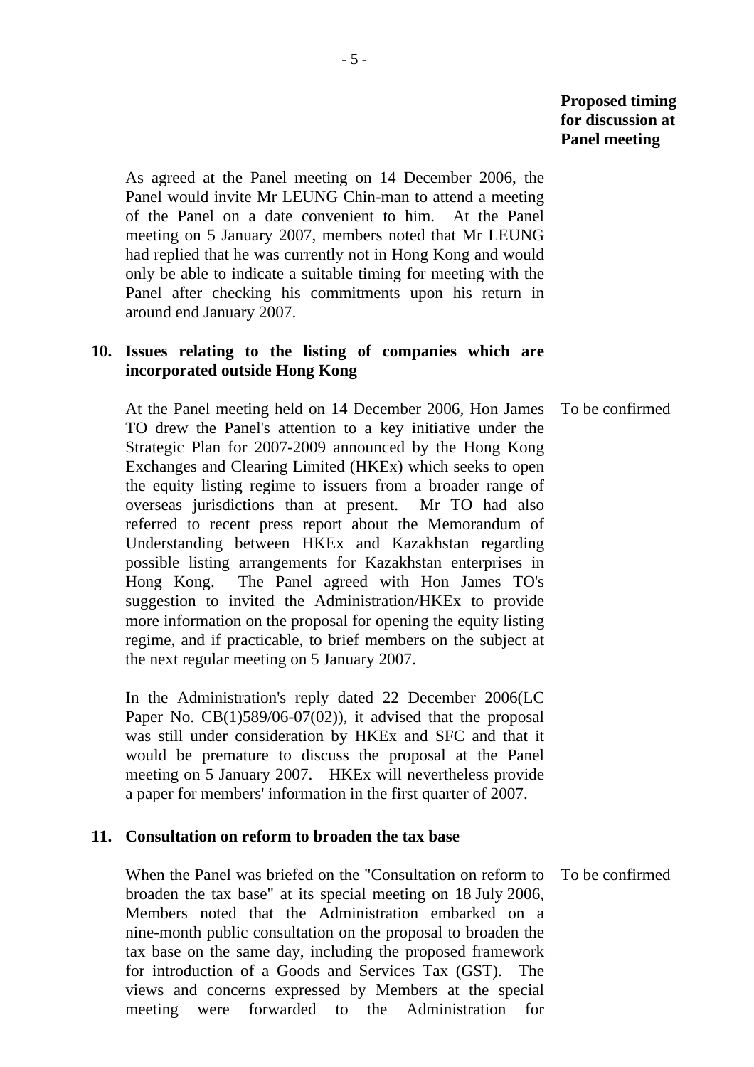**Proposed timing for discussion at Panel meeting**

As agreed at the Panel meeting on 14 December 2006, the Panel would invite Mr LEUNG Chin-man to attend a meeting of the Panel on a date convenient to him. At the Panel meeting on 5 January 2007, members noted that Mr LEUNG had replied that he was currently not in Hong Kong and would only be able to indicate a suitable timing for meeting with the Panel after checking his commitments upon his return in around end January 2007.

**10. Issues relating to the listing of companies which are incorporated outside Hong Kong**

At the Panel meeting held on 14 December 2006, Hon James TO drew the Panel's attention to a key initiative under the Strategic Plan for 2007-2009 announced by the Hong Kong Exchanges and Clearing Limited (HKEx) which seeks to open the equity listing regime to issuers from a broader range of overseas jurisdictions than at present. Mr TO had also referred to recent press report about the Memorandum of Understanding between HKEx and Kazakhstan regarding possible listing arrangements for Kazakhstan enterprises in Hong Kong. The Panel agreed with Hon James TO's suggestion to invited the Administration/HKEx to provide more information on the proposal for opening the equity listing regime, and if practicable, to brief members on the subject at the next regular meeting on 5 January 2007. — To be confirmed

In the Administration's reply dated 22 December 2006(LC Paper No. CB(1)589/06-07(02)), it advised that the proposal was still under consideration by HKEx and SFC and that it would be premature to discuss the proposal at the Panel meeting on 5 January 2007. HKEx will nevertheless provide a paper for members' information in the first quarter of 2007.

**11. Consultation on reform to broaden the tax base**

When the Panel was briefed on the "Consultation on reform to broaden the tax base" at its special meeting on 18 July 2006, Members noted that the Administration embarked on a nine-month public consultation on the proposal to broaden the tax base on the same day, including the proposed framework for introduction of a Goods and Services Tax (GST). The views and concerns expressed by Members at the special meeting were forwarded to the Administration for — To be confirmed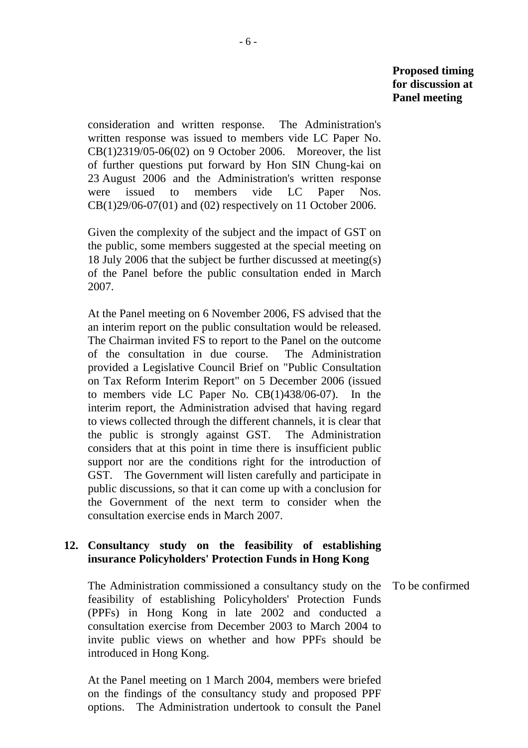**Proposed timing for discussion at Panel meeting**

consideration and written response. The Administration's written response was issued to members vide LC Paper No. CB(1)2319/05-06(02) on 9 October 2006. Moreover, the list of further questions put forward by Hon SIN Chung-kai on 23 August 2006 and the Administration's written response were issued to members vide LC Paper Nos. CB(1)29/06-07(01) and (02) respectively on 11 October 2006.

Given the complexity of the subject and the impact of GST on the public, some members suggested at the special meeting on 18 July 2006 that the subject be further discussed at meeting(s) of the Panel before the public consultation ended in March 2007.

At the Panel meeting on 6 November 2006, FS advised that the an interim report on the public consultation would be released. The Chairman invited FS to report to the Panel on the outcome of the consultation in due course. The Administration provided a Legislative Council Brief on "Public Consultation on Tax Reform Interim Report" on 5 December 2006 (issued to members vide LC Paper No. CB(1)438/06-07). In the interim report, the Administration advised that having regard to views collected through the different channels, it is clear that the public is strongly against GST. The Administration considers that at this point in time there is insufficient public support nor are the conditions right for the introduction of GST. The Government will listen carefully and participate in public discussions, so that it can come up with a conclusion for the Government of the next term to consider when the consultation exercise ends in March 2007.

**12. Consultancy study on the feasibility of establishing insurance Policyholders' Protection Funds in Hong Kong**

The Administration commissioned a consultancy study on the feasibility of establishing Policyholders' Protection Funds (PPFs) in Hong Kong in late 2002 and conducted a consultation exercise from December 2003 to March 2004 to invite public views on whether and how PPFs should be introduced in Hong Kong. — To be confirmed

At the Panel meeting on 1 March 2004, members were briefed on the findings of the consultancy study and proposed PPF options. The Administration undertook to consult the Panel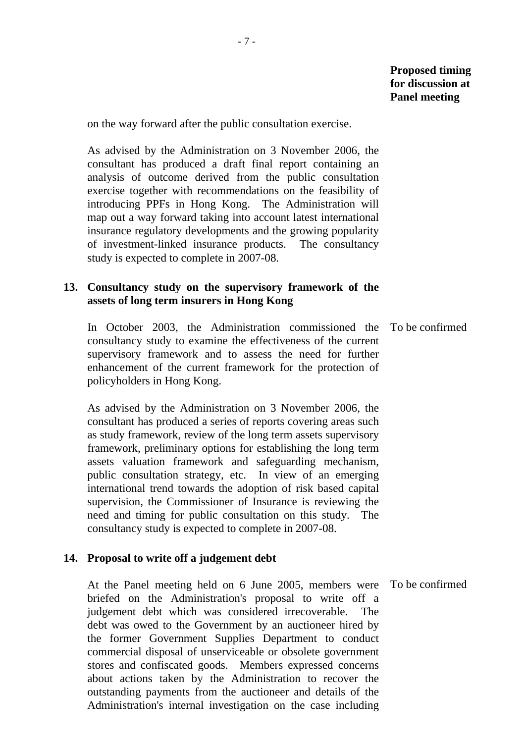**Proposed timing for discussion at Panel meeting**

on the way forward after the public consultation exercise.

As advised by the Administration on 3 November 2006, the consultant has produced a draft final report containing an analysis of outcome derived from the public consultation exercise together with recommendations on the feasibility of introducing PPFs in Hong Kong. The Administration will map out a way forward taking into account latest international insurance regulatory developments and the growing popularity of investment-linked insurance products. The consultancy study is expected to complete in 2007-08.

**13. Consultancy study on the supervisory framework of the assets of long term insurers in Hong Kong**

In October 2003, the Administration commissioned the consultancy study to examine the effectiveness of the current supervisory framework and to assess the need for further enhancement of the current framework for the protection of policyholders in Hong Kong. — To be confirmed

As advised by the Administration on 3 November 2006, the consultant has produced a series of reports covering areas such as study framework, review of the long term assets supervisory framework, preliminary options for establishing the long term assets valuation framework and safeguarding mechanism, public consultation strategy, etc. In view of an emerging international trend towards the adoption of risk based capital supervision, the Commissioner of Insurance is reviewing the need and timing for public consultation on this study. The consultancy study is expected to complete in 2007-08.

**14. Proposal to write off a judgement debt**

At the Panel meeting held on 6 June 2005, members were briefed on the Administration's proposal to write off a judgement debt which was considered irrecoverable. The debt was owed to the Government by an auctioneer hired by the former Government Supplies Department to conduct commercial disposal of unserviceable or obsolete government stores and confiscated goods. Members expressed concerns about actions taken by the Administration to recover the outstanding payments from the auctioneer and details of the Administration's internal investigation on the case including — To be confirmed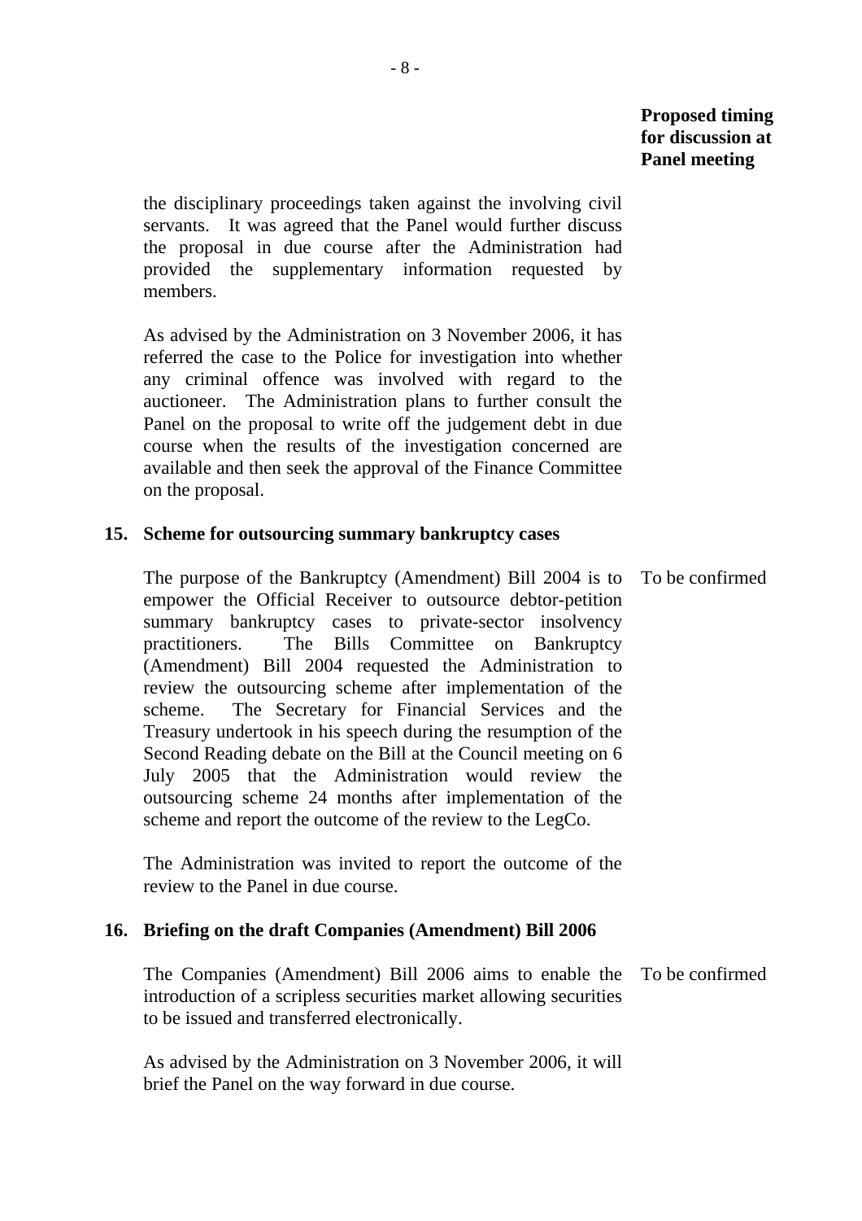**Proposed timing for discussion at Panel meeting**

the disciplinary proceedings taken against the involving civil servants. It was agreed that the Panel would further discuss the proposal in due course after the Administration had provided the supplementary information requested by members.

As advised by the Administration on 3 November 2006, it has referred the case to the Police for investigation into whether any criminal offence was involved with regard to the auctioneer. The Administration plans to further consult the Panel on the proposal to write off the judgement debt in due course when the results of the investigation concerned are available and then seek the approval of the Finance Committee on the proposal.

**15. Scheme for outsourcing summary bankruptcy cases**

The purpose of the Bankruptcy (Amendment) Bill 2004 is to empower the Official Receiver to outsource debtor-petition summary bankruptcy cases to private-sector insolvency practitioners. The Bills Committee on Bankruptcy (Amendment) Bill 2004 requested the Administration to review the outsourcing scheme after implementation of the scheme. The Secretary for Financial Services and the Treasury undertook in his speech during the resumption of the Second Reading debate on the Bill at the Council meeting on 6 July 2005 that the Administration would review the outsourcing scheme 24 months after implementation of the scheme and report the outcome of the review to the LegCo. — To be confirmed

The Administration was invited to report the outcome of the review to the Panel in due course.

**16. Briefing on the draft Companies (Amendment) Bill 2006**

The Companies (Amendment) Bill 2006 aims to enable the introduction of a scripless securities market allowing securities to be issued and transferred electronically. — To be confirmed

As advised by the Administration on 3 November 2006, it will brief the Panel on the way forward in due course.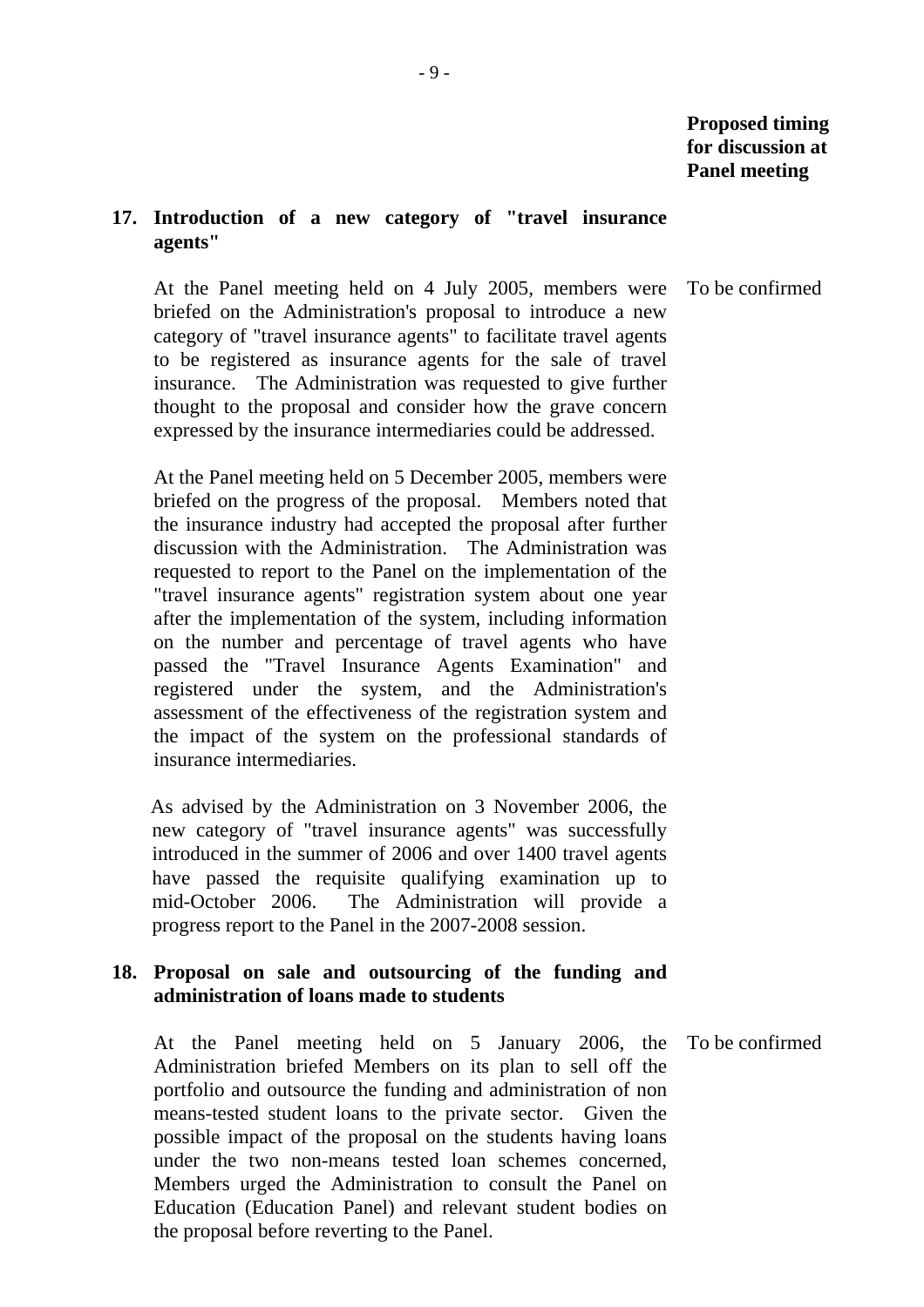**Proposed timing for discussion at Panel meeting**

**17. Introduction of a new category of "travel insurance agents"**

At the Panel meeting held on 4 July 2005, members were briefed on the Administration's proposal to introduce a new category of "travel insurance agents" to facilitate travel agents to be registered as insurance agents for the sale of travel insurance. The Administration was requested to give further thought to the proposal and consider how the grave concern expressed by the insurance intermediaries could be addressed.

*Proposed timing:* To be confirmed

At the Panel meeting held on 5 December 2005, members were briefed on the progress of the proposal. Members noted that the insurance industry had accepted the proposal after further discussion with the Administration. The Administration was requested to report to the Panel on the implementation of the "travel insurance agents" registration system about one year after the implementation of the system, including information on the number and percentage of travel agents who have passed the "Travel Insurance Agents Examination" and registered under the system, and the Administration's assessment of the effectiveness of the registration system and the impact of the system on the professional standards of insurance intermediaries.

As advised by the Administration on 3 November 2006, the new category of "travel insurance agents" was successfully introduced in the summer of 2006 and over 1400 travel agents have passed the requisite qualifying examination up to mid-October 2006. The Administration will provide a progress report to the Panel in the 2007-2008 session.

**18. Proposal on sale and outsourcing of the funding and administration of loans made to students**

At the Panel meeting held on 5 January 2006, the Administration briefed Members on its plan to sell off the portfolio and outsource the funding and administration of non means-tested student loans to the private sector. Given the possible impact of the proposal on the students having loans under the two non-means tested loan schemes concerned, Members urged the Administration to consult the Panel on Education (Education Panel) and relevant student bodies on the proposal before reverting to the Panel.

*Proposed timing:* To be confirmed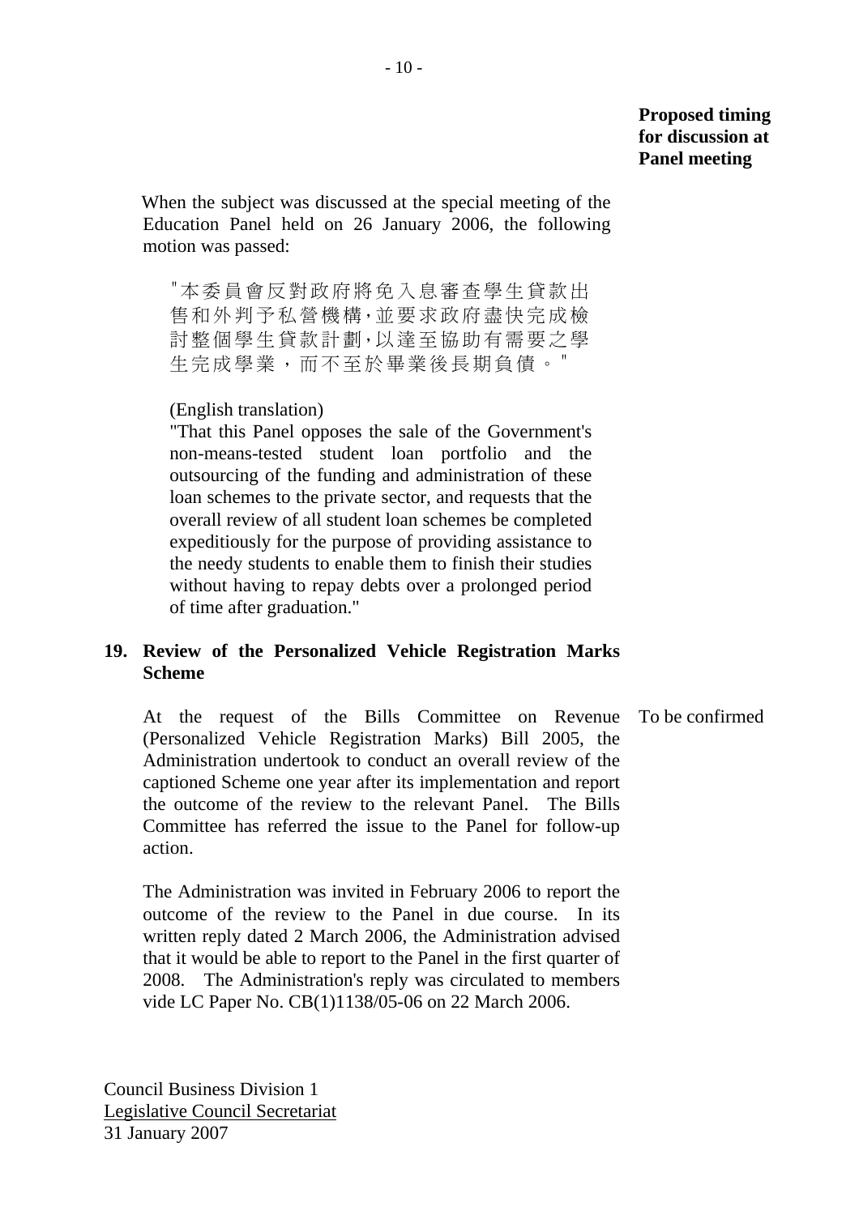**Proposed timing for discussion at Panel meeting**

When the subject was discussed at the special meeting of the Education Panel held on 26 January 2006, the following motion was passed:

> "本委員會反對政府將免入息審查學生貸款出售和外判予私營機構，並要求政府盡快完成檢討整個學生貸款計劃，以達至協助有需要之學生完成學業，而不至於畢業後長期負債。"
>
> (English translation)
>
> "That this Panel opposes the sale of the Government's non-means-tested student loan portfolio and the outsourcing of the funding and administration of these loan schemes to the private sector, and requests that the overall review of all student loan schemes be completed expeditiously for the purpose of providing assistance to the needy students to enable them to finish their studies without having to repay debts over a prolonged period of time after graduation."

**19. Review of the Personalized Vehicle Registration Marks Scheme**

At the request of the Bills Committee on Revenue (Personalized Vehicle Registration Marks) Bill 2005, the Administration undertook to conduct an overall review of the captioned Scheme one year after its implementation and report the outcome of the review to the relevant Panel. The Bills Committee has referred the issue to the Panel for follow-up action. — To be confirmed

The Administration was invited in February 2006 to report the outcome of the review to the Panel in due course. In its written reply dated 2 March 2006, the Administration advised that it would be able to report to the Panel in the first quarter of 2008. The Administration's reply was circulated to members vide LC Paper No. CB(1)1138/05-06 on 22 March 2006.

Council Business Division 1
Legislative Council Secretariat
31 January 2007